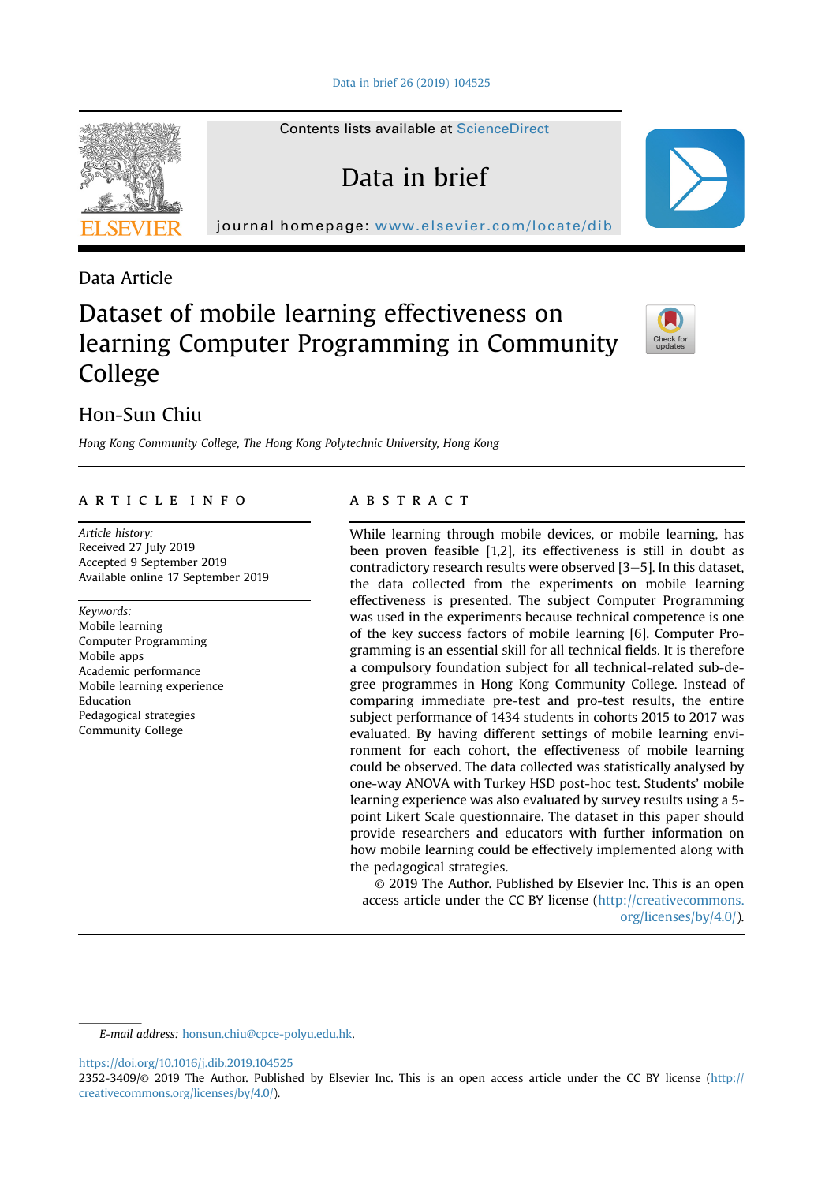Data Article

# Dataset of mobile learning effectiveness on learning Computer Programming in Community College

## Hon-Sun Chiu

*Hong Kong Community College, The Hong Kong Polytechnic University, Hong Kong*

## ARTICLE INFO

*Article history:*
Received 27 July 2019
Accepted 9 September 2019
Available online 17 September 2019

*Keywords:*
Mobile learning
Computer Programming
Mobile apps
Academic performance
Mobile learning experience
Education
Pedagogical strategies
Community College

## ABSTRACT

While learning through mobile devices, or mobile learning, has been proven feasible [1,2], its effectiveness is still in doubt as contradictory research results were observed [3–5]. In this dataset, the data collected from the experiments on mobile learning effectiveness is presented. The subject Computer Programming was used in the experiments because technical competence is one of the key success factors of mobile learning [6]. Computer Programming is an essential skill for all technical fields. It is therefore a compulsory foundation subject for all technical-related sub-degree programmes in Hong Kong Community College. Instead of comparing immediate pre-test and pro-test results, the entire subject performance of 1434 students in cohorts 2015 to 2017 was evaluated. By having different settings of mobile learning environment for each cohort, the effectiveness of mobile learning could be observed. The data collected was statistically analysed by one-way ANOVA with Turkey HSD post-hoc test. Students' mobile learning experience was also evaluated by survey results using a 5-point Likert Scale questionnaire. The dataset in this paper should provide researchers and educators with further information on how mobile learning could be effectively implemented along with the pedagogical strategies.

© 2019 The Author. Published by Elsevier Inc. This is an open access article under the CC BY license (http://creativecommons.org/licenses/by/4.0/).

*E-mail address:* honsun.chiu@cpce-polyu.edu.hk.

https://doi.org/10.1016/j.dib.2019.104525
2352-3409/© 2019 The Author. Published by Elsevier Inc. This is an open access article under the CC BY license (http://creativecommons.org/licenses/by/4.0/).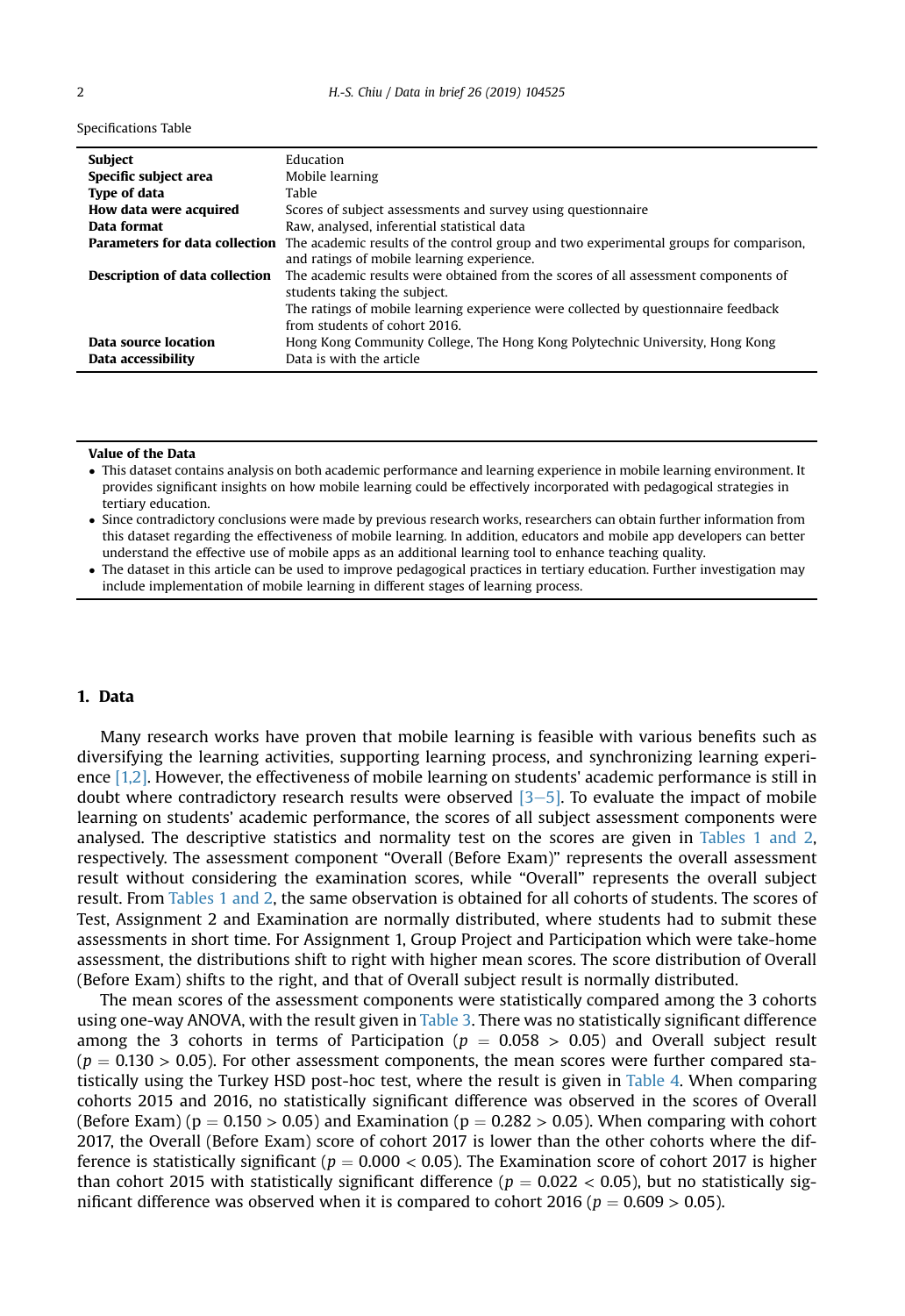Specifications Table

| | |
|---|---|
| **Subject** | Education |
| **Specific subject area** | Mobile learning |
| **Type of data** | Table |
| **How data were acquired** | Scores of subject assessments and survey using questionnaire |
| **Data format** | Raw, analysed, inferential statistical data |
| **Parameters for data collection** | The academic results of the control group and two experimental groups for comparison, and ratings of mobile learning experience. |
| **Description of data collection** | The academic results were obtained from the scores of all assessment components of students taking the subject.<br>The ratings of mobile learning experience were collected by questionnaire feedback from students of cohort 2016. |
| **Data source location** | Hong Kong Community College, The Hong Kong Polytechnic University, Hong Kong |
| **Data accessibility** | Data is with the article |

**Value of the Data**

- This dataset contains analysis on both academic performance and learning experience in mobile learning environment. It provides significant insights on how mobile learning could be effectively incorporated with pedagogical strategies in tertiary education.
- Since contradictory conclusions were made by previous research works, researchers can obtain further information from this dataset regarding the effectiveness of mobile learning. In addition, educators and mobile app developers can better understand the effective use of mobile apps as an additional learning tool to enhance teaching quality.
- The dataset in this article can be used to improve pedagogical practices in tertiary education. Further investigation may include implementation of mobile learning in different stages of learning process.

## 1. Data

Many research works have proven that mobile learning is feasible with various benefits such as diversifying the learning activities, supporting learning process, and synchronizing learning experience [1,2]. However, the effectiveness of mobile learning on students' academic performance is still in doubt where contradictory research results were observed [3–5]. To evaluate the impact of mobile learning on students' academic performance, the scores of all subject assessment components were analysed. The descriptive statistics and normality test on the scores are given in Tables 1 and 2, respectively. The assessment component "Overall (Before Exam)" represents the overall assessment result without considering the examination scores, while "Overall" represents the overall subject result. From Tables 1 and 2, the same observation is obtained for all cohorts of students. The scores of Test, Assignment 2 and Examination are normally distributed, where students had to submit these assessments in short time. For Assignment 1, Group Project and Participation which were take-home assessment, the distributions shift to right with higher mean scores. The score distribution of Overall (Before Exam) shifts to the right, and that of Overall subject result is normally distributed.

The mean scores of the assessment components were statistically compared among the 3 cohorts using one-way ANOVA, with the result given in Table 3. There was no statistically significant difference among the 3 cohorts in terms of Participation ($p = 0.058 > 0.05$) and Overall subject result ($p = 0.130 > 0.05$). For other assessment components, the mean scores were further compared statistically using the Turkey HSD post-hoc test, where the result is given in Table 4. When comparing cohorts 2015 and 2016, no statistically significant difference was observed in the scores of Overall (Before Exam) ($p = 0.150 > 0.05$) and Examination ($p = 0.282 > 0.05$). When comparing with cohort 2017, the Overall (Before Exam) score of cohort 2017 is lower than the other cohorts where the difference is statistically significant ($p = 0.000 < 0.05$). The Examination score of cohort 2017 is higher than cohort 2015 with statistically significant difference ($p = 0.022 < 0.05$), but no statistically significant difference was observed when it is compared to cohort 2016 ($p = 0.609 > 0.05$).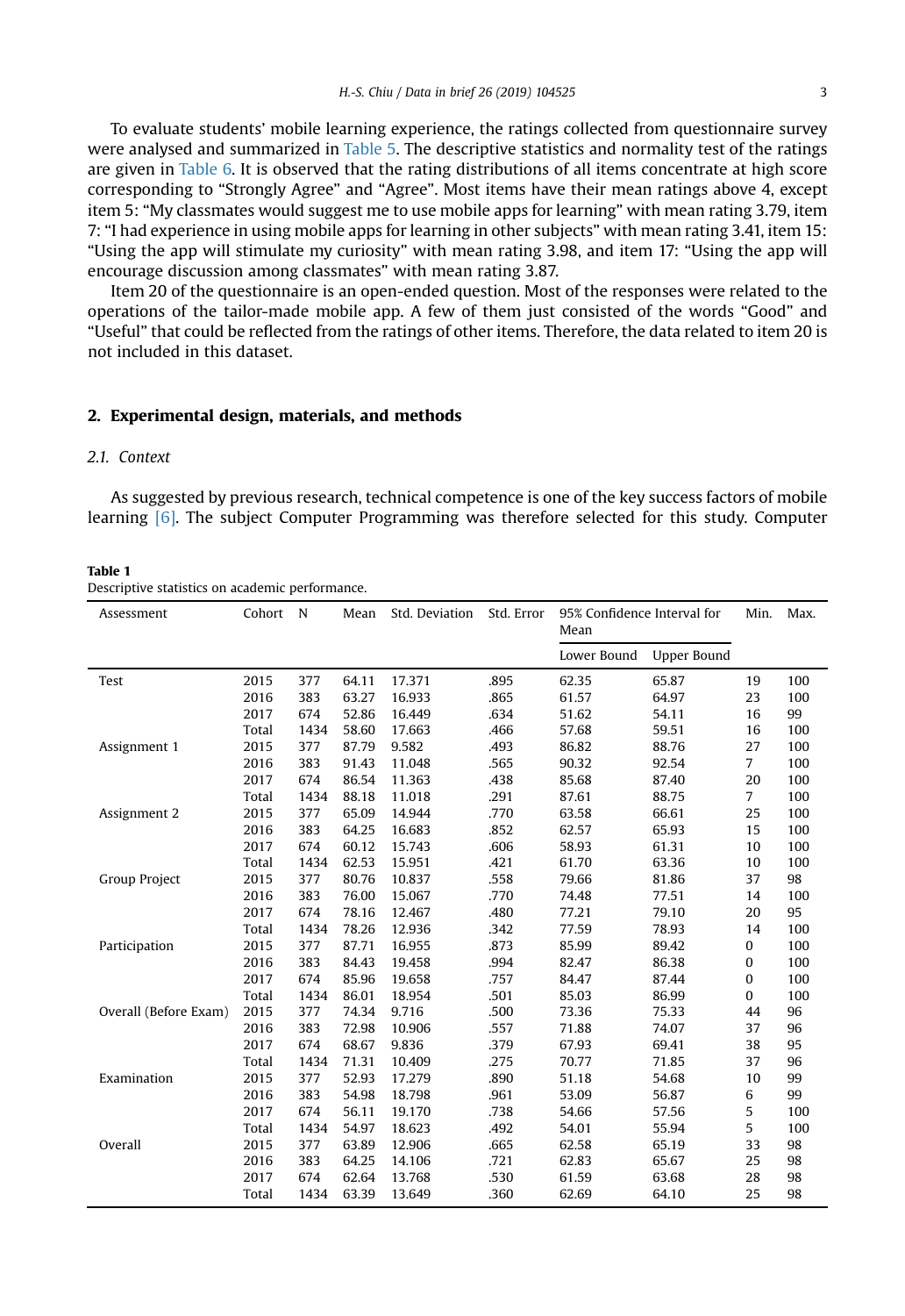To evaluate students' mobile learning experience, the ratings collected from questionnaire survey were analysed and summarized in Table 5. The descriptive statistics and normality test of the ratings are given in Table 6. It is observed that the rating distributions of all items concentrate at high score corresponding to "Strongly Agree" and "Agree". Most items have their mean ratings above 4, except item 5: "My classmates would suggest me to use mobile apps for learning" with mean rating 3.79, item 7: "I had experience in using mobile apps for learning in other subjects" with mean rating 3.41, item 15: "Using the app will stimulate my curiosity" with mean rating 3.98, and item 17: "Using the app will encourage discussion among classmates" with mean rating 3.87.

Item 20 of the questionnaire is an open-ended question. Most of the responses were related to the operations of the tailor-made mobile app. A few of them just consisted of the words "Good" and "Useful" that could be reflected from the ratings of other items. Therefore, the data related to item 20 is not included in this dataset.

## 2. Experimental design, materials, and methods

### 2.1. Context

As suggested by previous research, technical competence is one of the key success factors of mobile learning [6]. The subject Computer Programming was therefore selected for this study. Computer

**Table 1**
Descriptive statistics on academic performance.

| Assessment | Cohort | N | Mean | Std. Deviation | Std. Error | 95% Confidence Interval for Mean | | Min. | Max. |
|---|---|---|---|---|---|---|---|---|---|
| | | | | | | Lower Bound | Upper Bound | | |
| Test | 2015 | 377 | 64.11 | 17.371 | .895 | 62.35 | 65.87 | 19 | 100 |
| | 2016 | 383 | 63.27 | 16.933 | .865 | 61.57 | 64.97 | 23 | 100 |
| | 2017 | 674 | 52.86 | 16.449 | .634 | 51.62 | 54.11 | 16 | 99 |
| | Total | 1434 | 58.60 | 17.663 | .466 | 57.68 | 59.51 | 16 | 100 |
| Assignment 1 | 2015 | 377 | 87.79 | 9.582 | .493 | 86.82 | 88.76 | 27 | 100 |
| | 2016 | 383 | 91.43 | 11.048 | .565 | 90.32 | 92.54 | 7 | 100 |
| | 2017 | 674 | 86.54 | 11.363 | .438 | 85.68 | 87.40 | 20 | 100 |
| | Total | 1434 | 88.18 | 11.018 | .291 | 87.61 | 88.75 | 7 | 100 |
| Assignment 2 | 2015 | 377 | 65.09 | 14.944 | .770 | 63.58 | 66.61 | 25 | 100 |
| | 2016 | 383 | 64.25 | 16.683 | .852 | 62.57 | 65.93 | 15 | 100 |
| | 2017 | 674 | 60.12 | 15.743 | .606 | 58.93 | 61.31 | 10 | 100 |
| | Total | 1434 | 62.53 | 15.951 | .421 | 61.70 | 63.36 | 10 | 100 |
| Group Project | 2015 | 377 | 80.76 | 10.837 | .558 | 79.66 | 81.86 | 37 | 98 |
| | 2016 | 383 | 76.00 | 15.067 | .770 | 74.48 | 77.51 | 14 | 100 |
| | 2017 | 674 | 78.16 | 12.467 | .480 | 77.21 | 79.10 | 20 | 95 |
| | Total | 1434 | 78.26 | 12.936 | .342 | 77.59 | 78.93 | 14 | 100 |
| Participation | 2015 | 377 | 87.71 | 16.955 | .873 | 85.99 | 89.42 | 0 | 100 |
| | 2016 | 383 | 84.43 | 19.458 | .994 | 82.47 | 86.38 | 0 | 100 |
| | 2017 | 674 | 85.96 | 19.658 | .757 | 84.47 | 87.44 | 0 | 100 |
| | Total | 1434 | 86.01 | 18.954 | .501 | 85.03 | 86.99 | 0 | 100 |
| Overall (Before Exam) | 2015 | 377 | 74.34 | 9.716 | .500 | 73.36 | 75.33 | 44 | 96 |
| | 2016 | 383 | 72.98 | 10.906 | .557 | 71.88 | 74.07 | 37 | 96 |
| | 2017 | 674 | 68.67 | 9.836 | .379 | 67.93 | 69.41 | 38 | 95 |
| | Total | 1434 | 71.31 | 10.409 | .275 | 70.77 | 71.85 | 37 | 96 |
| Examination | 2015 | 377 | 52.93 | 17.279 | .890 | 51.18 | 54.68 | 10 | 99 |
| | 2016 | 383 | 54.98 | 18.798 | .961 | 53.09 | 56.87 | 6 | 99 |
| | 2017 | 674 | 56.11 | 19.170 | .738 | 54.66 | 57.56 | 5 | 100 |
| | Total | 1434 | 54.97 | 18.623 | .492 | 54.01 | 55.94 | 5 | 100 |
| Overall | 2015 | 377 | 63.89 | 12.906 | .665 | 62.58 | 65.19 | 33 | 98 |
| | 2016 | 383 | 64.25 | 14.106 | .721 | 62.83 | 65.67 | 25 | 98 |
| | 2017 | 674 | 62.64 | 13.768 | .530 | 61.59 | 63.68 | 28 | 98 |
| | Total | 1434 | 63.39 | 13.649 | .360 | 62.69 | 64.10 | 25 | 98 |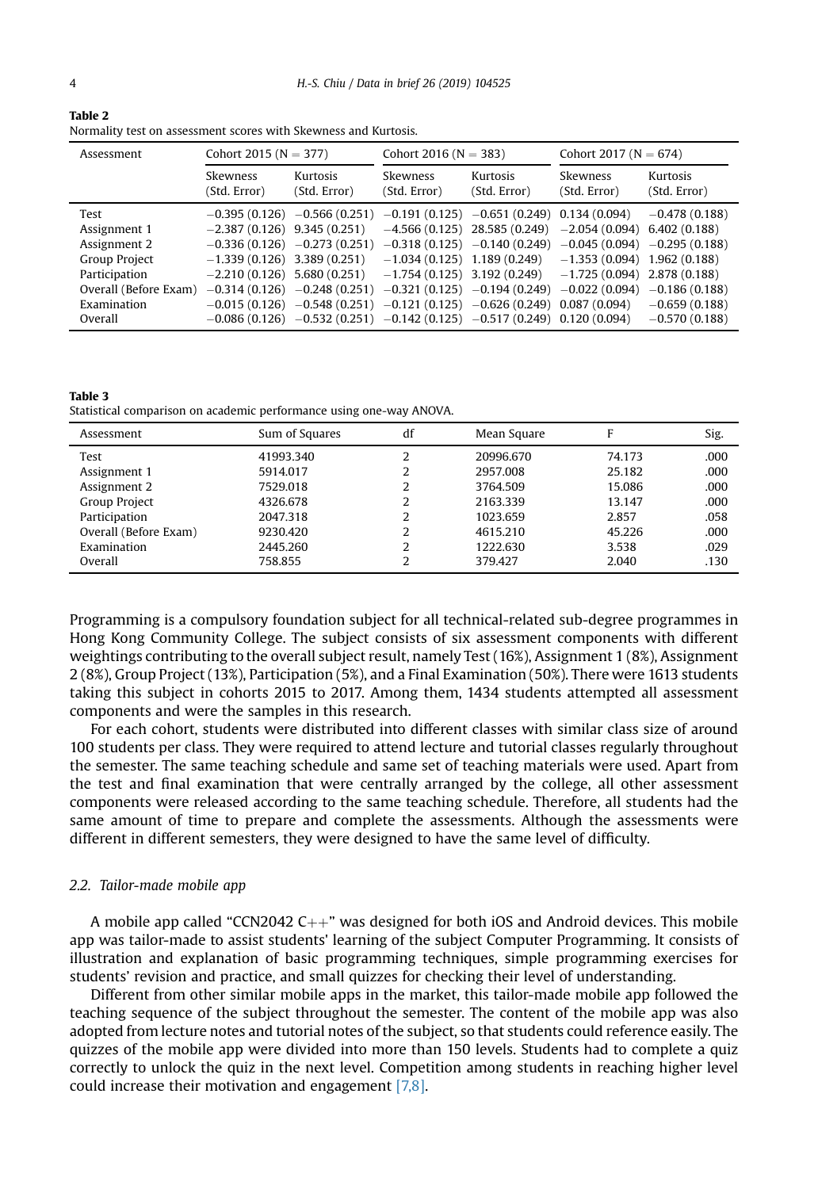**Table 2**
Normality test on assessment scores with Skewness and Kurtosis.

| Assessment | Cohort 2015 (N = 377) | | Cohort 2016 (N = 383) | | Cohort 2017 (N = 674) | |
|---|---|---|---|---|---|---|
| | Skewness (Std. Error) | Kurtosis (Std. Error) | Skewness (Std. Error) | Kurtosis (Std. Error) | Skewness (Std. Error) | Kurtosis (Std. Error) |
| Test | −0.395 (0.126) | −0.566 (0.251) | −0.191 (0.125) | −0.651 (0.249) | 0.134 (0.094) | −0.478 (0.188) |
| Assignment 1 | −2.387 (0.126) | 9.345 (0.251) | −4.566 (0.125) | 28.585 (0.249) | −2.054 (0.094) | 6.402 (0.188) |
| Assignment 2 | −0.336 (0.126) | −0.273 (0.251) | −0.318 (0.125) | −0.140 (0.249) | −0.045 (0.094) | −0.295 (0.188) |
| Group Project | −1.339 (0.126) | 3.389 (0.251) | −1.034 (0.125) | 1.189 (0.249) | −1.353 (0.094) | 1.962 (0.188) |
| Participation | −2.210 (0.126) | 5.680 (0.251) | −1.754 (0.125) | 3.192 (0.249) | −1.725 (0.094) | 2.878 (0.188) |
| Overall (Before Exam) | −0.314 (0.126) | −0.248 (0.251) | −0.321 (0.125) | −0.194 (0.249) | −0.022 (0.094) | −0.186 (0.188) |
| Examination | −0.015 (0.126) | −0.548 (0.251) | −0.121 (0.125) | −0.626 (0.249) | 0.087 (0.094) | −0.659 (0.188) |
| Overall | −0.086 (0.126) | −0.532 (0.251) | −0.142 (0.125) | −0.517 (0.249) | 0.120 (0.094) | −0.570 (0.188) |

**Table 3**
Statistical comparison on academic performance using one-way ANOVA.

| Assessment | Sum of Squares | df | Mean Square | F | Sig. |
|---|---|---|---|---|---|
| Test | 41993.340 | 2 | 20996.670 | 74.173 | .000 |
| Assignment 1 | 5914.017 | 2 | 2957.008 | 25.182 | .000 |
| Assignment 2 | 7529.018 | 2 | 3764.509 | 15.086 | .000 |
| Group Project | 4326.678 | 2 | 2163.339 | 13.147 | .000 |
| Participation | 2047.318 | 2 | 1023.659 | 2.857 | .058 |
| Overall (Before Exam) | 9230.420 | 2 | 4615.210 | 45.226 | .000 |
| Examination | 2445.260 | 2 | 1222.630 | 3.538 | .029 |
| Overall | 758.855 | 2 | 379.427 | 2.040 | .130 |

Programming is a compulsory foundation subject for all technical-related sub-degree programmes in Hong Kong Community College. The subject consists of six assessment components with different weightings contributing to the overall subject result, namely Test (16%), Assignment 1 (8%), Assignment 2 (8%), Group Project (13%), Participation (5%), and a Final Examination (50%). There were 1613 students taking this subject in cohorts 2015 to 2017. Among them, 1434 students attempted all assessment components and were the samples in this research.

For each cohort, students were distributed into different classes with similar class size of around 100 students per class. They were required to attend lecture and tutorial classes regularly throughout the semester. The same teaching schedule and same set of teaching materials were used. Apart from the test and final examination that were centrally arranged by the college, all other assessment components were released according to the same teaching schedule. Therefore, all students had the same amount of time to prepare and complete the assessments. Although the assessments were different in different semesters, they were designed to have the same level of difficulty.

### *2.2. Tailor-made mobile app*

A mobile app called "CCN2042 C++" was designed for both iOS and Android devices. This mobile app was tailor-made to assist students' learning of the subject Computer Programming. It consists of illustration and explanation of basic programming techniques, simple programming exercises for students' revision and practice, and small quizzes for checking their level of understanding.

Different from other similar mobile apps in the market, this tailor-made mobile app followed the teaching sequence of the subject throughout the semester. The content of the mobile app was also adopted from lecture notes and tutorial notes of the subject, so that students could reference easily. The quizzes of the mobile app were divided into more than 150 levels. Students had to complete a quiz correctly to unlock the quiz in the next level. Competition among students in reaching higher level could increase their motivation and engagement [7,8].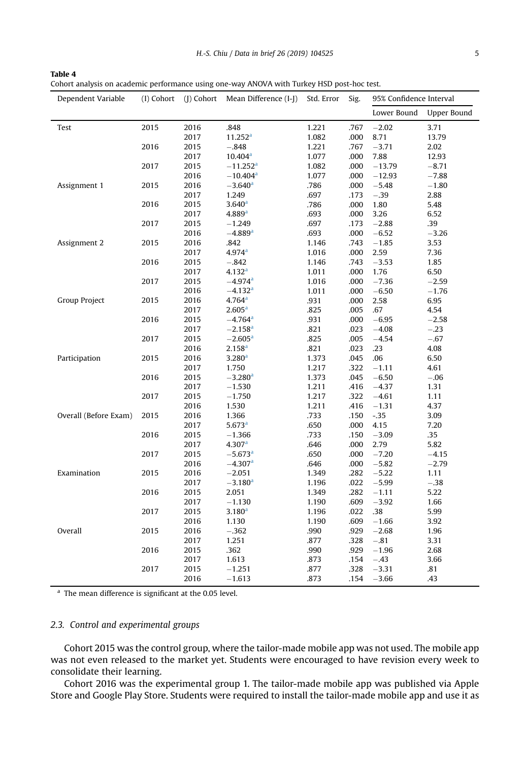**Table 4**
Cohort analysis on academic performance using one-way ANOVA with Turkey HSD post-hoc test.

| Dependent Variable | (I) Cohort | (J) Cohort | Mean Difference (I-J) | Std. Error | Sig. | 95% Confidence Interval | |
|---|---|---|---|---|---|---|---|
| | | | | | | Lower Bound | Upper Bound |
| Test | 2015 | 2016 | .848 | 1.221 | .767 | −2.02 | 3.71 |
| | | 2017 | 11.252[a] | 1.082 | .000 | 8.71 | 13.79 |
| | 2016 | 2015 | −.848 | 1.221 | .767 | −3.71 | 2.02 |
| | | 2017 | 10.404[a] | 1.077 | .000 | 7.88 | 12.93 |
| | 2017 | 2015 | −11.252[a] | 1.082 | .000 | −13.79 | −8.71 |
| | | 2016 | −10.404[a] | 1.077 | .000 | −12.93 | −7.88 |
| Assignment 1 | 2015 | 2016 | −3.640[a] | .786 | .000 | −5.48 | −1.80 |
| | | 2017 | 1.249 | .697 | .173 | −.39 | 2.88 |
| | 2016 | 2015 | 3.640[a] | .786 | .000 | 1.80 | 5.48 |
| | | 2017 | 4.889[a] | .693 | .000 | 3.26 | 6.52 |
| | 2017 | 2015 | −1.249 | .697 | .173 | −2.88 | .39 |
| | | 2016 | −4.889[a] | .693 | .000 | −6.52 | −3.26 |
| Assignment 2 | 2015 | 2016 | .842 | 1.146 | .743 | −1.85 | 3.53 |
| | | 2017 | 4.974[a] | 1.016 | .000 | 2.59 | 7.36 |
| | 2016 | 2015 | −.842 | 1.146 | .743 | −3.53 | 1.85 |
| | | 2017 | 4.132[a] | 1.011 | .000 | 1.76 | 6.50 |
| | 2017 | 2015 | −4.974[a] | 1.016 | .000 | −7.36 | −2.59 |
| | | 2016 | −4.132[a] | 1.011 | .000 | −6.50 | −1.76 |
| Group Project | 2015 | 2016 | 4.764[a] | .931 | .000 | 2.58 | 6.95 |
| | | 2017 | 2.605[a] | .825 | .005 | .67 | 4.54 |
| | 2016 | 2015 | −4.764[a] | .931 | .000 | −6.95 | −2.58 |
| | | 2017 | −2.158[a] | .821 | .023 | −4.08 | −.23 |
| | 2017 | 2015 | −2.605[a] | .825 | .005 | −4.54 | −.67 |
| | | 2016 | 2.158[a] | .821 | .023 | .23 | 4.08 |
| Participation | 2015 | 2016 | 3.280[a] | 1.373 | .045 | .06 | 6.50 |
| | | 2017 | 1.750 | 1.217 | .322 | −1.11 | 4.61 |
| | 2016 | 2015 | −3.280[a] | 1.373 | .045 | −6.50 | −.06 |
| | | 2017 | −1.530 | 1.211 | .416 | −4.37 | 1.31 |
| | 2017 | 2015 | −1.750 | 1.217 | .322 | −4.61 | 1.11 |
| | | 2016 | 1.530 | 1.211 | .416 | −1.31 | 4.37 |
| Overall (Before Exam) | 2015 | 2016 | 1.366 | .733 | .150 | -.35 | 3.09 |
| | | 2017 | 5.673[a] | .650 | .000 | 4.15 | 7.20 |
| | 2016 | 2015 | −1.366 | .733 | .150 | −3.09 | .35 |
| | | 2017 | 4.307[a] | .646 | .000 | 2.79 | 5.82 |
| | 2017 | 2015 | −5.673[a] | .650 | .000 | −7.20 | −4.15 |
| | | 2016 | −4.307[a] | .646 | .000 | −5.82 | −2.79 |
| Examination | 2015 | 2016 | −2.051 | 1.349 | .282 | −5.22 | 1.11 |
| | | 2017 | −3.180[a] | 1.196 | .022 | −5.99 | −.38 |
| | 2016 | 2015 | 2.051 | 1.349 | .282 | −1.11 | 5.22 |
| | | 2017 | −1.130 | 1.190 | .609 | −3.92 | 1.66 |
| | 2017 | 2015 | 3.180[a] | 1.196 | .022 | .38 | 5.99 |
| | | 2016 | 1.130 | 1.190 | .609 | −1.66 | 3.92 |
| Overall | 2015 | 2016 | −.362 | .990 | .929 | −2.68 | 1.96 |
| | | 2017 | 1.251 | .877 | .328 | −.81 | 3.31 |
| | 2016 | 2015 | .362 | .990 | .929 | −1.96 | 2.68 |
| | | 2017 | 1.613 | .873 | .154 | −.43 | 3.66 |
| | 2017 | 2015 | −1.251 | .877 | .328 | −3.31 | .81 |
| | | 2016 | −1.613 | .873 | .154 | −3.66 | .43 |

[a] The mean difference is significant at the 0.05 level.

### 2.3. Control and experimental groups

Cohort 2015 was the control group, where the tailor-made mobile app was not used. The mobile app was not even released to the market yet. Students were encouraged to have revision every week to consolidate their learning.

Cohort 2016 was the experimental group 1. The tailor-made mobile app was published via Apple Store and Google Play Store. Students were required to install the tailor-made mobile app and use it as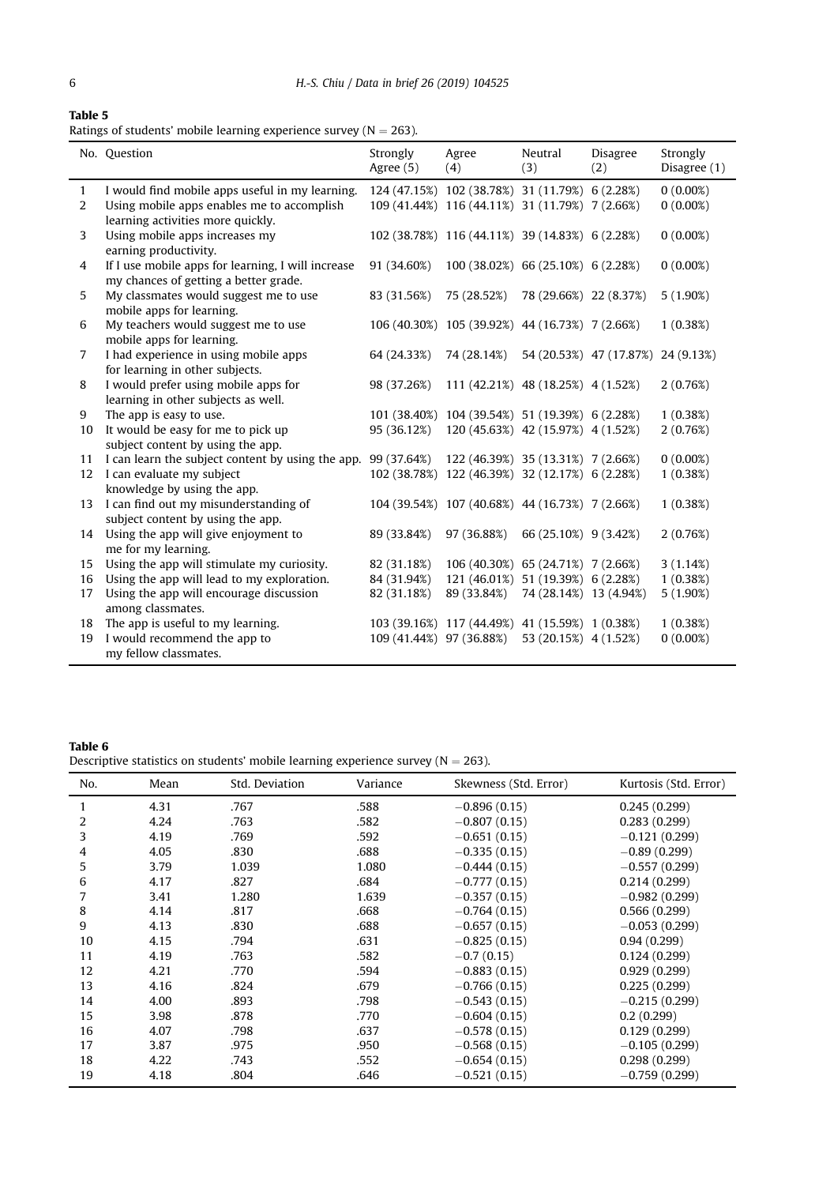**Table 5**
Ratings of students' mobile learning experience survey (N = 263).

| No. | Question | Strongly Agree (5) | Agree (4) | Neutral (3) | Disagree (2) | Strongly Disagree (1) |
|---|---|---|---|---|---|---|
| 1 | I would find mobile apps useful in my learning. | 124 (47.15%) | 102 (38.78%) | 31 (11.79%) | 6 (2.28%) | 0 (0.00%) |
| 2 | Using mobile apps enables me to accomplish learning activities more quickly. | 109 (41.44%) | 116 (44.11%) | 31 (11.79%) | 7 (2.66%) | 0 (0.00%) |
| 3 | Using mobile apps increases my earning productivity. | 102 (38.78%) | 116 (44.11%) | 39 (14.83%) | 6 (2.28%) | 0 (0.00%) |
| 4 | If I use mobile apps for learning, I will increase my chances of getting a better grade. | 91 (34.60%) | 100 (38.02%) | 66 (25.10%) | 6 (2.28%) | 0 (0.00%) |
| 5 | My classmates would suggest me to use mobile apps for learning. | 83 (31.56%) | 75 (28.52%) | 78 (29.66%) | 22 (8.37%) | 5 (1.90%) |
| 6 | My teachers would suggest me to use mobile apps for learning. | 106 (40.30%) | 105 (39.92%) | 44 (16.73%) | 7 (2.66%) | 1 (0.38%) |
| 7 | I had experience in using mobile apps for learning in other subjects. | 64 (24.33%) | 74 (28.14%) | 54 (20.53%) | 47 (17.87%) | 24 (9.13%) |
| 8 | I would prefer using mobile apps for learning in other subjects as well. | 98 (37.26%) | 111 (42.21%) | 48 (18.25%) | 4 (1.52%) | 2 (0.76%) |
| 9 | The app is easy to use. | 101 (38.40%) | 104 (39.54%) | 51 (19.39%) | 6 (2.28%) | 1 (0.38%) |
| 10 | It would be easy for me to pick up subject content by using the app. | 95 (36.12%) | 120 (45.63%) | 42 (15.97%) | 4 (1.52%) | 2 (0.76%) |
| 11 | I can learn the subject content by using the app. | 99 (37.64%) | 122 (46.39%) | 35 (13.31%) | 7 (2.66%) | 0 (0.00%) |
| 12 | I can evaluate my subject knowledge by using the app. | 102 (38.78%) | 122 (46.39%) | 32 (12.17%) | 6 (2.28%) | 1 (0.38%) |
| 13 | I can find out my misunderstanding of subject content by using the app. | 104 (39.54%) | 107 (40.68%) | 44 (16.73%) | 7 (2.66%) | 1 (0.38%) |
| 14 | Using the app will give enjoyment to me for my learning. | 89 (33.84%) | 97 (36.88%) | 66 (25.10%) | 9 (3.42%) | 2 (0.76%) |
| 15 | Using the app will stimulate my curiosity. | 82 (31.18%) | 106 (40.30%) | 65 (24.71%) | 7 (2.66%) | 3 (1.14%) |
| 16 | Using the app will lead to my exploration. | 84 (31.94%) | 121 (46.01%) | 51 (19.39%) | 6 (2.28%) | 1 (0.38%) |
| 17 | Using the app will encourage discussion among classmates. | 82 (31.18%) | 89 (33.84%) | 74 (28.14%) | 13 (4.94%) | 5 (1.90%) |
| 18 | The app is useful to my learning. | 103 (39.16%) | 117 (44.49%) | 41 (15.59%) | 1 (0.38%) | 1 (0.38%) |
| 19 | I would recommend the app to my fellow classmates. | 109 (41.44%) | 97 (36.88%) | 53 (20.15%) | 4 (1.52%) | 0 (0.00%) |

**Table 6**
Descriptive statistics on students' mobile learning experience survey (N = 263).

| No. | Mean | Std. Deviation | Variance | Skewness (Std. Error) | Kurtosis (Std. Error) |
|---|---|---|---|---|---|
| 1 | 4.31 | .767 | .588 | −0.896 (0.15) | 0.245 (0.299) |
| 2 | 4.24 | .763 | .582 | −0.807 (0.15) | 0.283 (0.299) |
| 3 | 4.19 | .769 | .592 | −0.651 (0.15) | −0.121 (0.299) |
| 4 | 4.05 | .830 | .688 | −0.335 (0.15) | −0.89 (0.299) |
| 5 | 3.79 | 1.039 | 1.080 | −0.444 (0.15) | −0.557 (0.299) |
| 6 | 4.17 | .827 | .684 | −0.777 (0.15) | 0.214 (0.299) |
| 7 | 3.41 | 1.280 | 1.639 | −0.357 (0.15) | −0.982 (0.299) |
| 8 | 4.14 | .817 | .668 | −0.764 (0.15) | 0.566 (0.299) |
| 9 | 4.13 | .830 | .688 | −0.657 (0.15) | −0.053 (0.299) |
| 10 | 4.15 | .794 | .631 | −0.825 (0.15) | 0.94 (0.299) |
| 11 | 4.19 | .763 | .582 | −0.7 (0.15) | 0.124 (0.299) |
| 12 | 4.21 | .770 | .594 | −0.883 (0.15) | 0.929 (0.299) |
| 13 | 4.16 | .824 | .679 | −0.766 (0.15) | 0.225 (0.299) |
| 14 | 4.00 | .893 | .798 | −0.543 (0.15) | −0.215 (0.299) |
| 15 | 3.98 | .878 | .770 | −0.604 (0.15) | 0.2 (0.299) |
| 16 | 4.07 | .798 | .637 | −0.578 (0.15) | 0.129 (0.299) |
| 17 | 3.87 | .975 | .950 | −0.568 (0.15) | −0.105 (0.299) |
| 18 | 4.22 | .743 | .552 | −0.654 (0.15) | 0.298 (0.299) |
| 19 | 4.18 | .804 | .646 | −0.521 (0.15) | −0.759 (0.299) |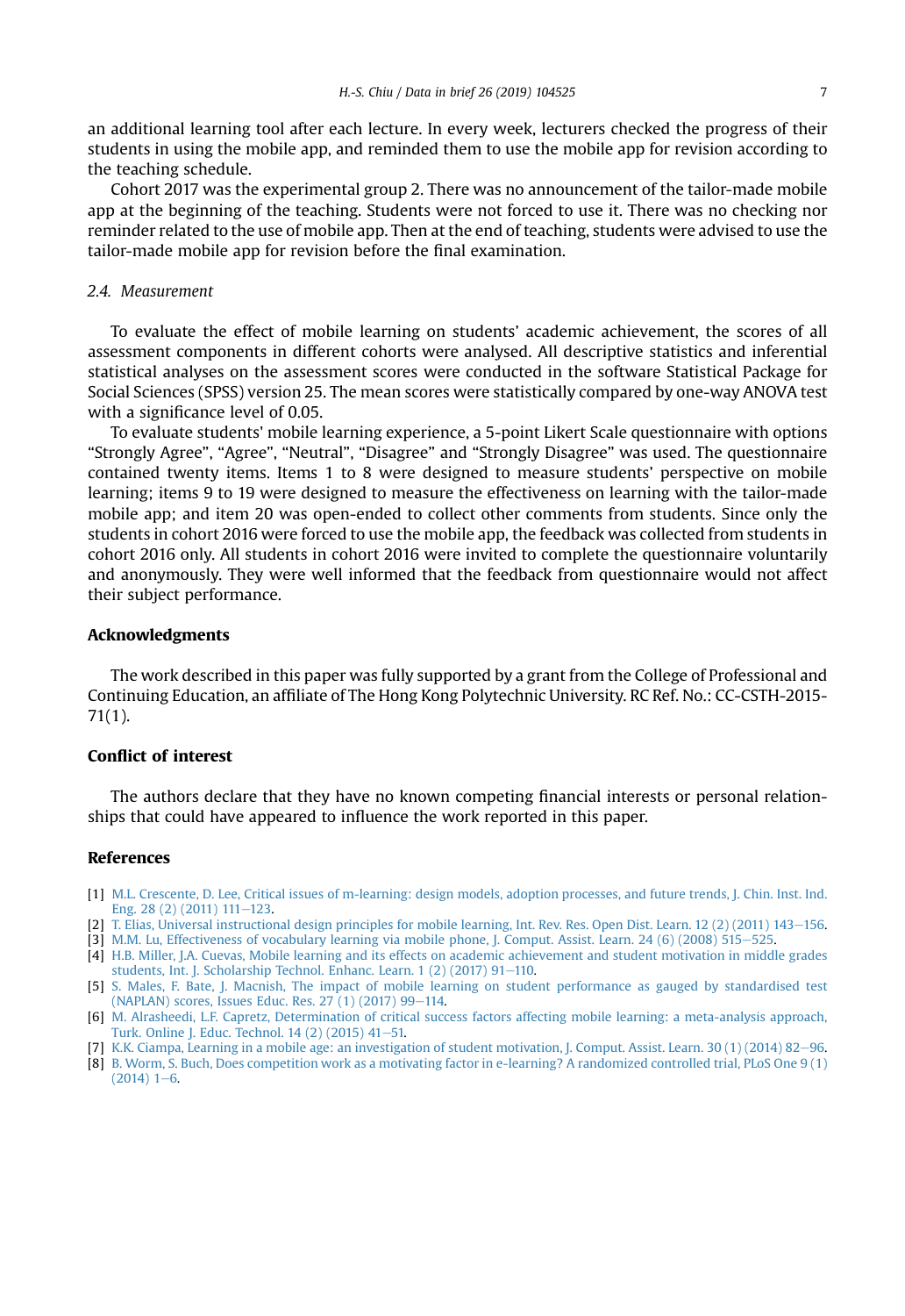an additional learning tool after each lecture. In every week, lecturers checked the progress of their students in using the mobile app, and reminded them to use the mobile app for revision according to the teaching schedule.

Cohort 2017 was the experimental group 2. There was no announcement of the tailor-made mobile app at the beginning of the teaching. Students were not forced to use it. There was no checking nor reminder related to the use of mobile app. Then at the end of teaching, students were advised to use the tailor-made mobile app for revision before the final examination.

### *2.4. Measurement*

To evaluate the effect of mobile learning on students' academic achievement, the scores of all assessment components in different cohorts were analysed. All descriptive statistics and inferential statistical analyses on the assessment scores were conducted in the software Statistical Package for Social Sciences (SPSS) version 25. The mean scores were statistically compared by one-way ANOVA test with a significance level of 0.05.

To evaluate students' mobile learning experience, a 5-point Likert Scale questionnaire with options "Strongly Agree", "Agree", "Neutral", "Disagree" and "Strongly Disagree" was used. The questionnaire contained twenty items. Items 1 to 8 were designed to measure students' perspective on mobile learning; items 9 to 19 were designed to measure the effectiveness on learning with the tailor-made mobile app; and item 20 was open-ended to collect other comments from students. Since only the students in cohort 2016 were forced to use the mobile app, the feedback was collected from students in cohort 2016 only. All students in cohort 2016 were invited to complete the questionnaire voluntarily and anonymously. They were well informed that the feedback from questionnaire would not affect their subject performance.

## Acknowledgments

The work described in this paper was fully supported by a grant from the College of Professional and Continuing Education, an affiliate of The Hong Kong Polytechnic University. RC Ref. No.: CC-CSTH-2015-71(1).

## Conflict of interest

The authors declare that they have no known competing financial interests or personal relationships that could have appeared to influence the work reported in this paper.

## References

[1] M.L. Crescente, D. Lee, Critical issues of m-learning: design models, adoption processes, and future trends, J. Chin. Inst. Ind. Eng. 28 (2) (2011) 111–123.
[2] T. Elias, Universal instructional design principles for mobile learning, Int. Rev. Res. Open Dist. Learn. 12 (2) (2011) 143–156.
[3] M.M. Lu, Effectiveness of vocabulary learning via mobile phone, J. Comput. Assist. Learn. 24 (6) (2008) 515–525.
[4] H.B. Miller, J.A. Cuevas, Mobile learning and its effects on academic achievement and student motivation in middle grades students, Int. J. Scholarship Technol. Enhanc. Learn. 1 (2) (2017) 91–110.
[5] S. Males, F. Bate, J. Macnish, The impact of mobile learning on student performance as gauged by standardised test (NAPLAN) scores, Issues Educ. Res. 27 (1) (2017) 99–114.
[6] M. Alrasheedi, L.F. Capretz, Determination of critical success factors affecting mobile learning: a meta-analysis approach, Turk. Online J. Educ. Technol. 14 (2) (2015) 41–51.
[7] K.K. Ciampa, Learning in a mobile age: an investigation of student motivation, J. Comput. Assist. Learn. 30 (1) (2014) 82–96.
[8] B. Worm, S. Buch, Does competition work as a motivating factor in e-learning? A randomized controlled trial, PLoS One 9 (1) (2014) 1–6.